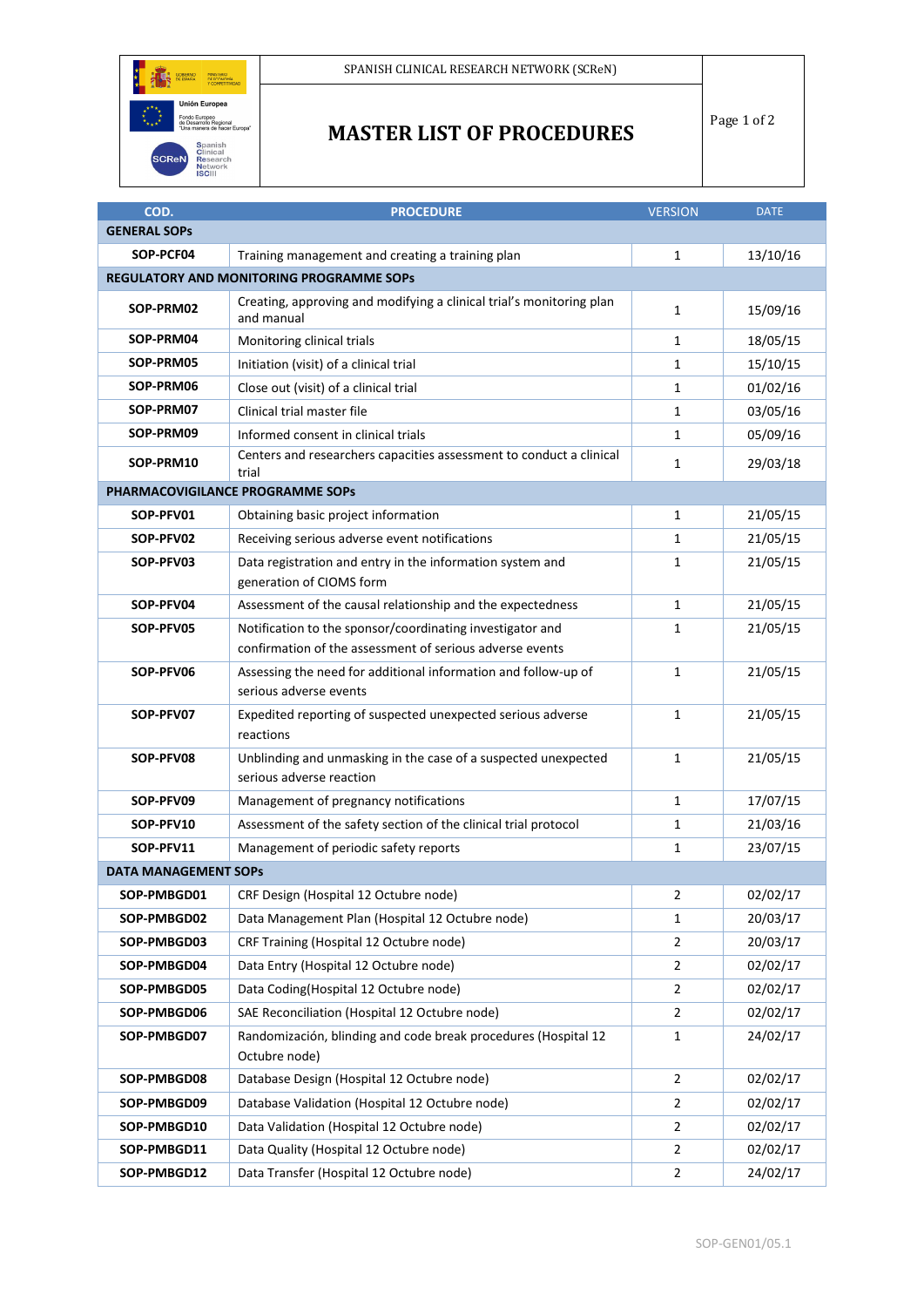SPANISH CLINICAL RESEARCH NETWORK (SCReN)

# MASTER LIST OF PROCEDURES

| COD. | PROCEDURE | VERSION | DATE |
|---|---|---|---|
| **GENERAL SOPs** | | | |
| **SOP-PCF04** | Training management and creating a training plan | 1 | 13/10/16 |
| **REGULATORY AND MONITORING PROGRAMME SOPs** | | | |
| **SOP-PRM02** | Creating, approving and modifying a clinical trial's monitoring plan and manual | 1 | 15/09/16 |
| **SOP-PRM04** | Monitoring clinical trials | 1 | 18/05/15 |
| **SOP-PRM05** | Initiation (visit) of a clinical trial | 1 | 15/10/15 |
| **SOP-PRM06** | Close out (visit) of a clinical trial | 1 | 01/02/16 |
| **SOP-PRM07** | Clinical trial master file | 1 | 03/05/16 |
| **SOP-PRM09** | Informed consent in clinical trials | 1 | 05/09/16 |
| **SOP-PRM10** | Centers and researchers capacities assessment to conduct a clinical trial | 1 | 29/03/18 |
| **PHARMACOVIGILANCE PROGRAMME SOPs** | | | |
| **SOP-PFV01** | Obtaining basic project information | 1 | 21/05/15 |
| **SOP-PFV02** | Receiving serious adverse event notifications | 1 | 21/05/15 |
| **SOP-PFV03** | Data registration and entry in the information system and generation of CIOMS form | 1 | 21/05/15 |
| **SOP-PFV04** | Assessment of the causal relationship and the expectedness | 1 | 21/05/15 |
| **SOP-PFV05** | Notification to the sponsor/coordinating investigator and confirmation of the assessment of serious adverse events | 1 | 21/05/15 |
| **SOP-PFV06** | Assessing the need for additional information and follow-up of serious adverse events | 1 | 21/05/15 |
| **SOP-PFV07** | Expedited reporting of suspected unexpected serious adverse reactions | 1 | 21/05/15 |
| **SOP-PFV08** | Unblinding and unmasking in the case of a suspected unexpected serious adverse reaction | 1 | 21/05/15 |
| **SOP-PFV09** | Management of pregnancy notifications | 1 | 17/07/15 |
| **SOP-PFV10** | Assessment of the safety section of the clinical trial protocol | 1 | 21/03/16 |
| **SOP-PFV11** | Management of periodic safety reports | 1 | 23/07/15 |
| **DATA MANAGEMENT SOPs** | | | |
| **SOP-PMBGD01** | CRF Design (Hospital 12 Octubre node) | 2 | 02/02/17 |
| **SOP-PMBGD02** | Data Management Plan (Hospital 12 Octubre node) | 1 | 20/03/17 |
| **SOP-PMBGD03** | CRF Training (Hospital 12 Octubre node) | 2 | 20/03/17 |
| **SOP-PMBGD04** | Data Entry (Hospital 12 Octubre node) | 2 | 02/02/17 |
| **SOP-PMBGD05** | Data Coding(Hospital 12 Octubre node) | 2 | 02/02/17 |
| **SOP-PMBGD06** | SAE Reconciliation (Hospital 12 Octubre node) | 2 | 02/02/17 |
| **SOP-PMBGD07** | Randomización, blinding and code break procedures (Hospital 12 Octubre node) | 1 | 24/02/17 |
| **SOP-PMBGD08** | Database Design (Hospital 12 Octubre node) | 2 | 02/02/17 |
| **SOP-PMBGD09** | Database Validation (Hospital 12 Octubre node) | 2 | 02/02/17 |
| **SOP-PMBGD10** | Data Validation (Hospital 12 Octubre node) | 2 | 02/02/17 |
| **SOP-PMBGD11** | Data Quality (Hospital 12 Octubre node) | 2 | 02/02/17 |
| **SOP-PMBGD12** | Data Transfer (Hospital 12 Octubre node) | 2 | 24/02/17 |

SOP-GEN01/05.1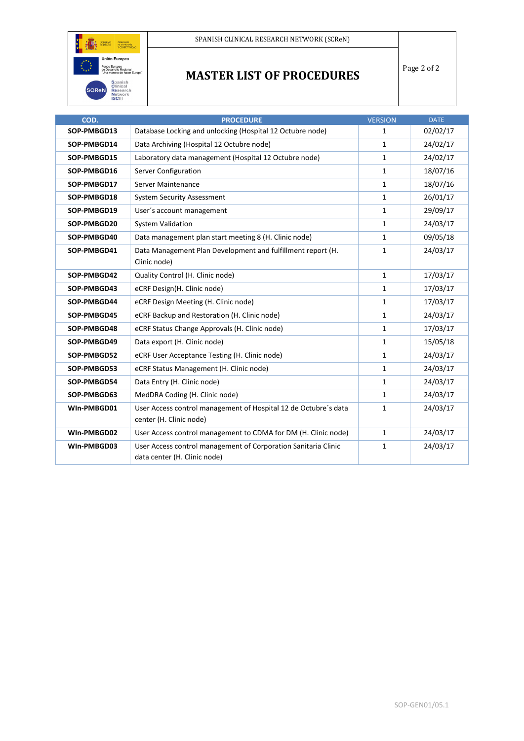SPANISH CLINICAL RESEARCH NETWORK (SCReN)

# MASTER LIST OF PROCEDURES

| COD. | PROCEDURE | VERSION | DATE |
|---|---|---|---|
| **SOP-PMBGD13** | Database Locking and unlocking (Hospital 12 Octubre node) | 1 | 02/02/17 |
| **SOP-PMBGD14** | Data Archiving (Hospital 12 Octubre node) | 1 | 24/02/17 |
| **SOP-PMBGD15** | Laboratory data management (Hospital 12 Octubre node) | 1 | 24/02/17 |
| **SOP-PMBGD16** | Server Configuration | 1 | 18/07/16 |
| **SOP-PMBGD17** | Server Maintenance | 1 | 18/07/16 |
| **SOP-PMBGD18** | System Security Assessment | 1 | 26/01/17 |
| **SOP-PMBGD19** | User´s account management | 1 | 29/09/17 |
| **SOP-PMBGD20** | System Validation | 1 | 24/03/17 |
| **SOP-PMBGD40** | Data management plan start meeting 8 (H. Clinic node) | 1 | 09/05/18 |
| **SOP-PMBGD41** | Data Management Plan Development and fulfillment report (H. Clinic node) | 1 | 24/03/17 |
| **SOP-PMBGD42** | Quality Control (H. Clinic node) | 1 | 17/03/17 |
| **SOP-PMBGD43** | eCRF Design(H. Clinic node) | 1 | 17/03/17 |
| **SOP-PMBGD44** | eCRF Design Meeting (H. Clinic node) | 1 | 17/03/17 |
| **SOP-PMBGD45** | eCRF Backup and Restoration (H. Clinic node) | 1 | 24/03/17 |
| **SOP-PMBGD48** | eCRF Status Change Approvals (H. Clinic node) | 1 | 17/03/17 |
| **SOP-PMBGD49** | Data export (H. Clinic node) | 1 | 15/05/18 |
| **SOP-PMBGD52** | eCRF User Acceptance Testing (H. Clinic node) | 1 | 24/03/17 |
| **SOP-PMBGD53** | eCRF Status Management (H. Clinic node) | 1 | 24/03/17 |
| **SOP-PMBGD54** | Data Entry (H. Clinic node) | 1 | 24/03/17 |
| **SOP-PMBGD63** | MedDRA Coding (H. Clinic node) | 1 | 24/03/17 |
| **WIn-PMBGD01** | User Access control management of Hospital 12 de Octubre´s data center (H. Clinic node) | 1 | 24/03/17 |
| **WIn-PMBGD02** | User Access control management to CDMA for DM (H. Clinic node) | 1 | 24/03/17 |
| **WIn-PMBGD03** | User Access control management of Corporation Sanitaria Clinic data center (H. Clinic node) | 1 | 24/03/17 |

SOP-GEN01/05.1